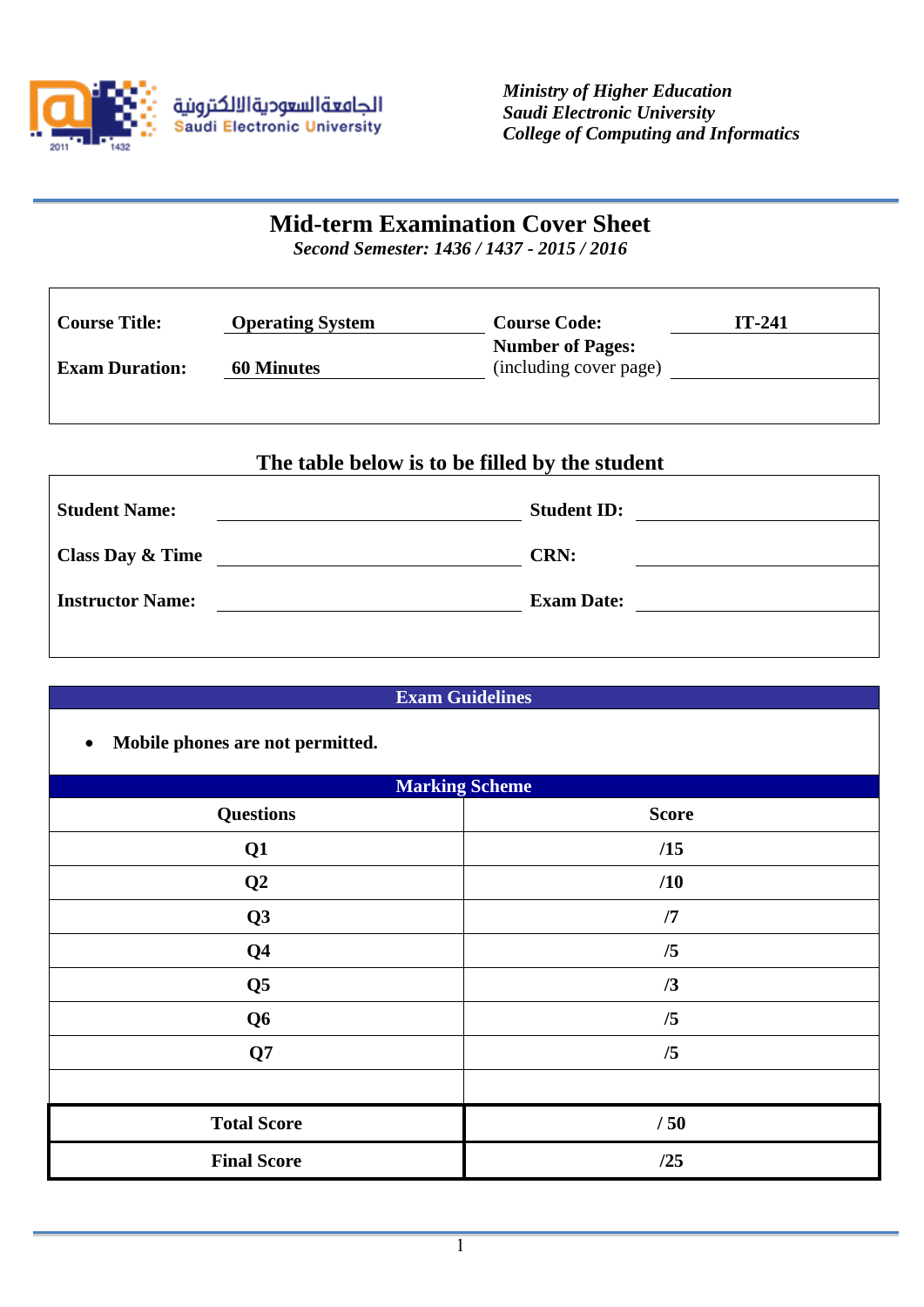الجامعة السعودية الالكترونية
Saudi Electronic University

*Ministry of Higher Education*
*Saudi Electronic University*
*College of Computing and Informatics*

# Mid-term Examination Cover Sheet

*Second Semester: 1436 / 1437 - 2015 / 2016*

| | | | |
|---|---|---|---|
| **Course Title:** | **Operating System** | **Course Code:** | **IT-241** |
| **Exam Duration:** | **60 Minutes** | **Number of Pages:** (including cover page) | |

## The table below is to be filled by the student

| | | | |
|---|---|---|---|
| **Student Name:** | | **Student ID:** | |
| **Class Day & Time** | | **CRN:** | |
| **Instructor Name:** | | **Exam Date:** | |

**Exam Guidelines**

- **Mobile phones are not permitted.**

**Marking Scheme**

| Questions | Score |
|---|---|
| Q1 | /15 |
| Q2 | /10 |
| Q3 | /7 |
| Q4 | /5 |
| Q5 | /3 |
| Q6 | /5 |
| Q7 | /5 |
| | |
| **Total Score** | **/ 50** |
| **Final Score** | **/25** |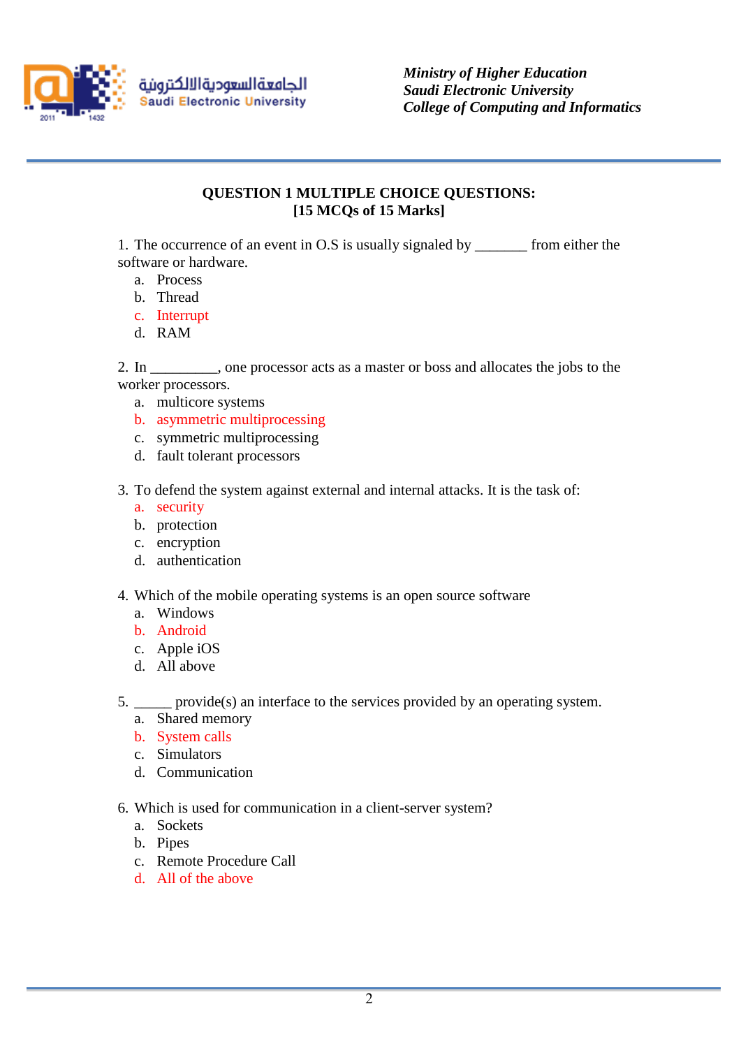# QUESTION 1 MULTIPLE CHOICE QUESTIONS:
## [15 MCQs of 15 Marks]

1. The occurrence of an event in O.S is usually signaled by _______ from either the software or hardware.
   a. Process
   b. Thread
   c. Interrupt
   d. RAM

2. In _________, one processor acts as a master or boss and allocates the jobs to the worker processors.
   a. multicore systems
   b. asymmetric multiprocessing
   c. symmetric multiprocessing
   d. fault tolerant processors

3. To defend the system against external and internal attacks. It is the task of:
   a. security
   b. protection
   c. encryption
   d. authentication

4. Which of the mobile operating systems is an open source software
   a. Windows
   b. Android
   c. Apple iOS
   d. All above

5. _____ provide(s) an interface to the services provided by an operating system.
   a. Shared memory
   b. System calls
   c. Simulators
   d. Communication

6. Which is used for communication in a client-server system?
   a. Sockets
   b. Pipes
   c. Remote Procedure Call
   d. All of the above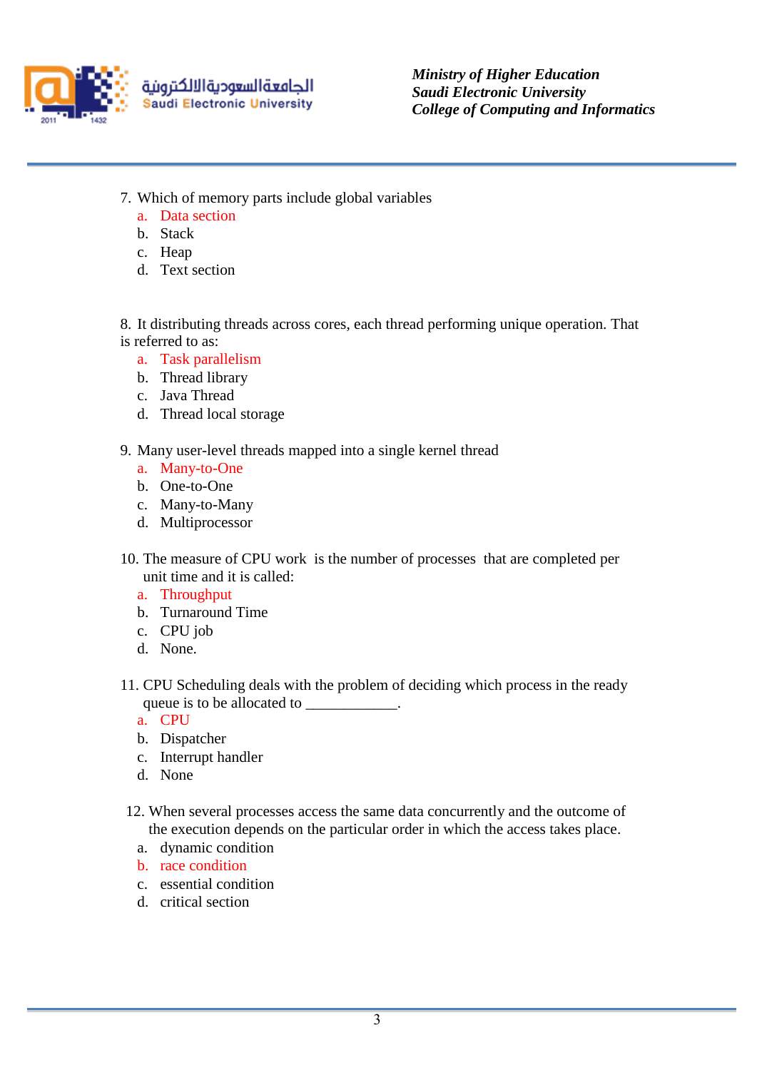7. Which of memory parts include global variables
   a. Data section
   b. Stack
   c. Heap
   d. Text section

8. It distributing threads across cores, each thread performing unique operation. That is referred to as:
   a. Task parallelism
   b. Thread library
   c. Java Thread
   d. Thread local storage

9. Many user-level threads mapped into a single kernel thread
   a. Many-to-One
   b. One-to-One
   c. Many-to-Many
   d. Multiprocessor

10. The measure of CPU work is the number of processes that are completed per unit time and it is called:
    a. Throughput
    b. Turnaround Time
    c. CPU job
    d. None.

11. CPU Scheduling deals with the problem of deciding which process in the ready queue is to be allocated to ____________.
    a. CPU
    b. Dispatcher
    c. Interrupt handler
    d. None

12. When several processes access the same data concurrently and the outcome of the execution depends on the particular order in which the access takes place.
    a. dynamic condition
    b. race condition
    c. essential condition
    d. critical section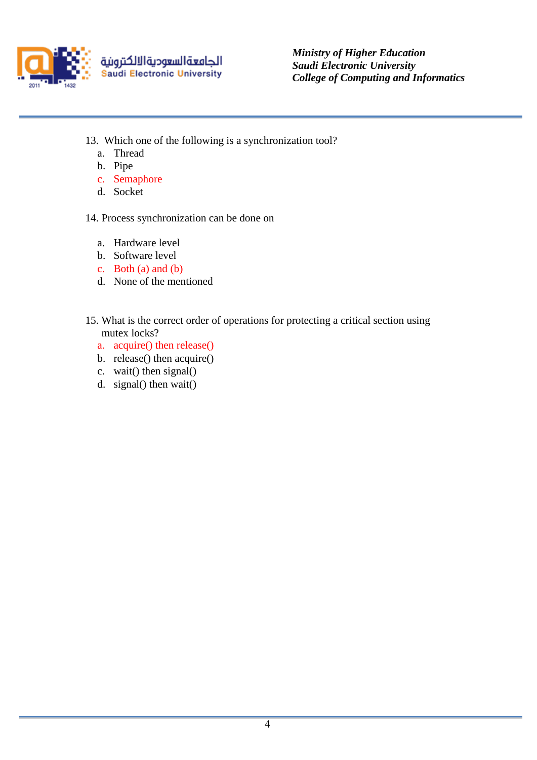13. Which one of the following is a synchronization tool?
    a. Thread
    b. Pipe
    c. Semaphore
    d. Socket

14. Process synchronization can be done on

    a. Hardware level
    b. Software level
    c. Both (a) and (b)
    d. None of the mentioned

15. What is the correct order of operations for protecting a critical section using mutex locks?
    a. acquire() then release()
    b. release() then acquire()
    c. wait() then signal()
    d. signal() then wait()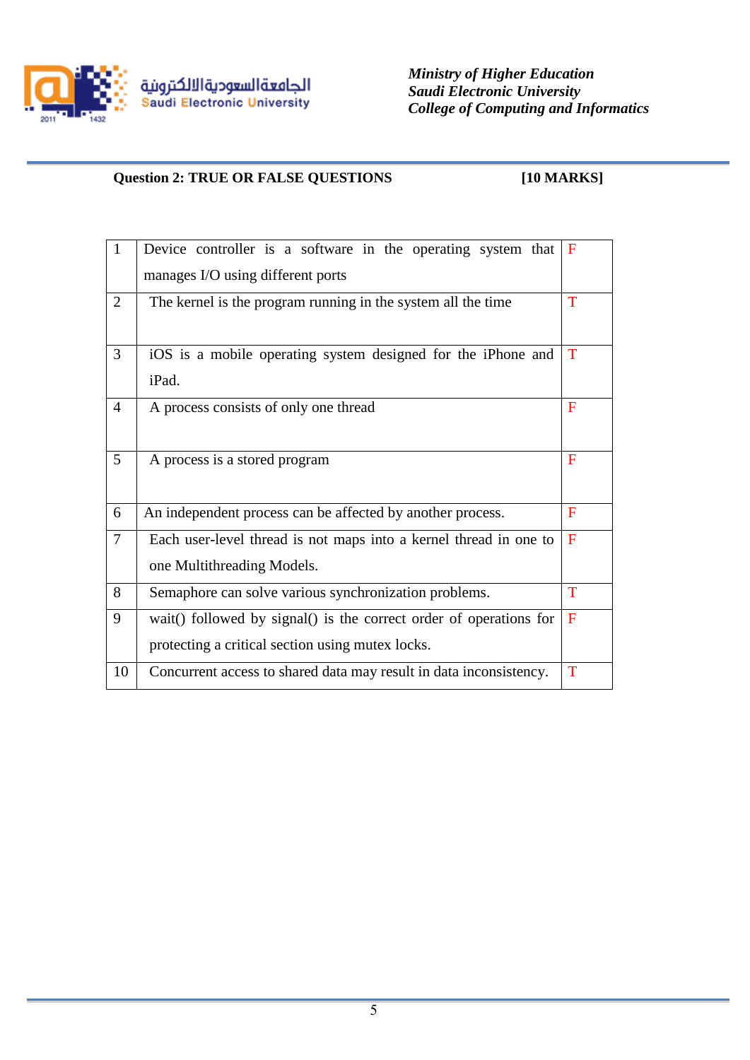Ministry of Higher Education
Saudi Electronic University
College of Computing and Informatics

**Question 2: TRUE OR FALSE QUESTIONS** **[10 MARKS]**

| | | |
|---|---|---|
| 1 | Device controller is a software in the operating system that manages I/O using different ports | F |
| 2 | The kernel is the program running in the system all the time | T |
| 3 | iOS is a mobile operating system designed for the iPhone and iPad. | T |
| 4 | A process consists of only one thread | F |
| 5 | A process is a stored program | F |
| 6 | An independent process can be affected by another process. | F |
| 7 | Each user-level thread is not maps into a kernel thread in one to one Multithreading Models. | F |
| 8 | Semaphore can solve various synchronization problems. | T |
| 9 | wait() followed by signal() is the correct order of operations for protecting a critical section using mutex locks. | F |
| 10 | Concurrent access to shared data may result in data inconsistency. | T |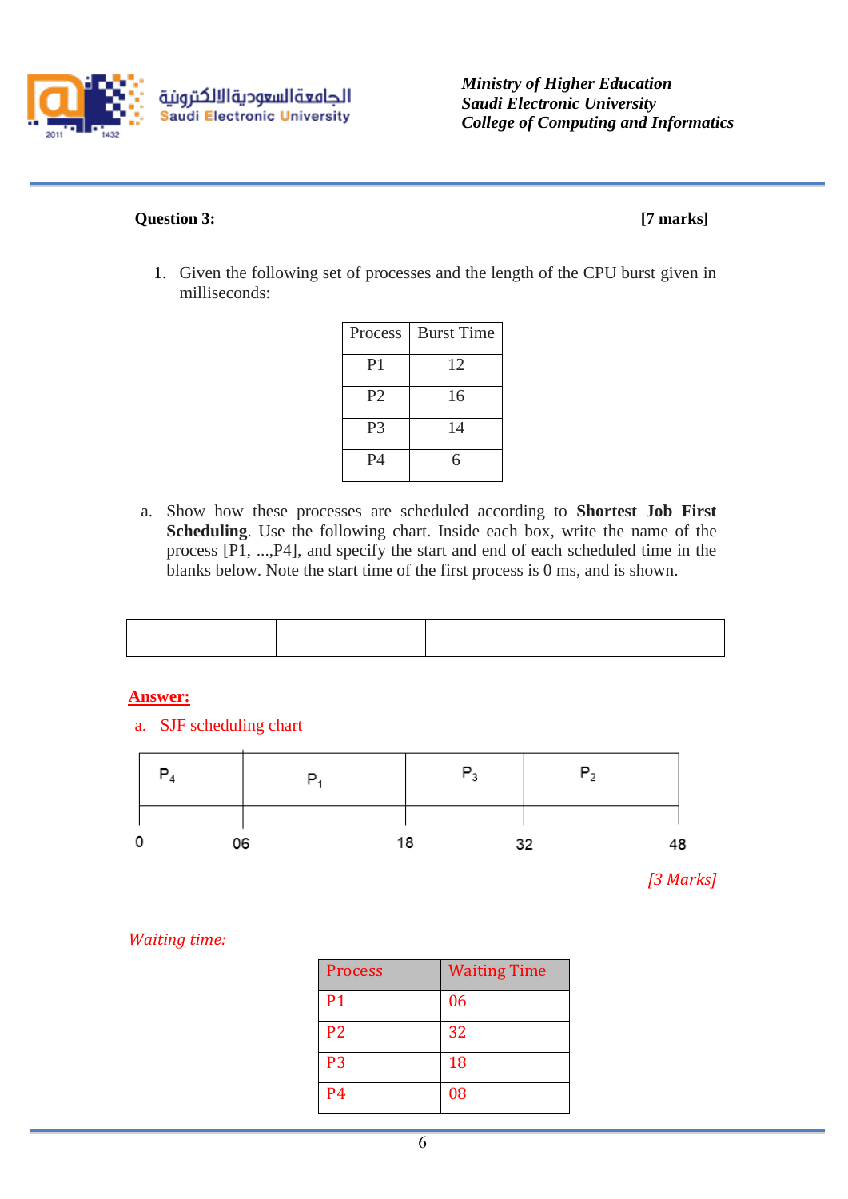Ministry of Higher Education
Saudi Electronic University
College of Computing and Informatics

**Question 3:** **[7 marks]**

1. Given the following set of processes and the length of the CPU burst given in milliseconds:

| Process | Burst Time |
|---|---|
| P1 | 12 |
| P2 | 16 |
| P3 | 14 |
| P4 | 6 |

a. Show how these processes are scheduled according to **Shortest Job First Scheduling**. Use the following chart. Inside each box, write the name of the process [P1, ...,P4], and specify the start and end of each scheduled time in the blanks below. Note the start time of the first process is 0 ms, and is shown.

| | | | |
|---|---|---|---|
| | | | |

**Answer:**

a. SJF scheduling chart

| $P_4$ | $P_1$ | $P_3$ | $P_2$ |
|---|---|---|---|
| 0 – 06 | 06 – 18 | 18 – 32 | 32 – 48 |

0 06 18 32 48

*[3 Marks]*

*Waiting time:*

| Process | Waiting Time |
|---|---|
| P1 | 06 |
| P2 | 32 |
| P3 | 18 |
| P4 | 08 |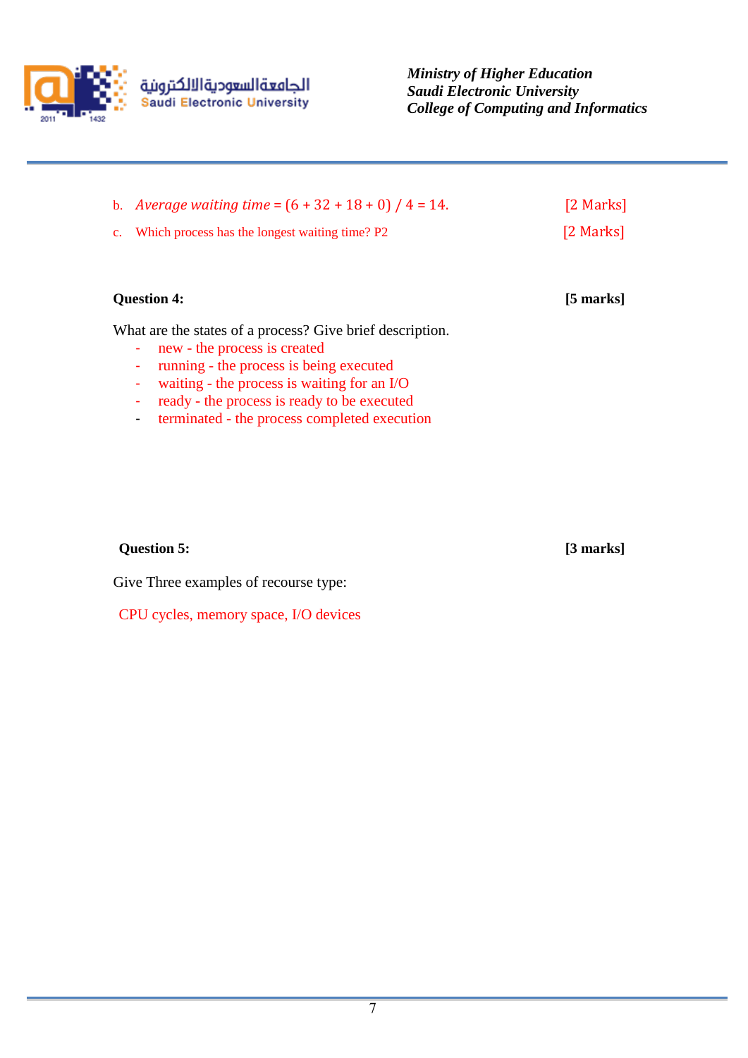b. *Average waiting time* = (6 + 32 + 18 + 0) / 4 = 14. [2 Marks]

c. Which process has the longest waiting time? P2 [2 Marks]

**Question 4:** **[5 marks]**

What are the states of a process? Give brief description.

- new - the process is created
- running - the process is being executed
- waiting - the process is waiting for an I/O
- ready - the process is ready to be executed
- terminated - the process completed execution

**Question 5:** **[3 marks]**

Give Three examples of recourse type:

CPU cycles, memory space, I/O devices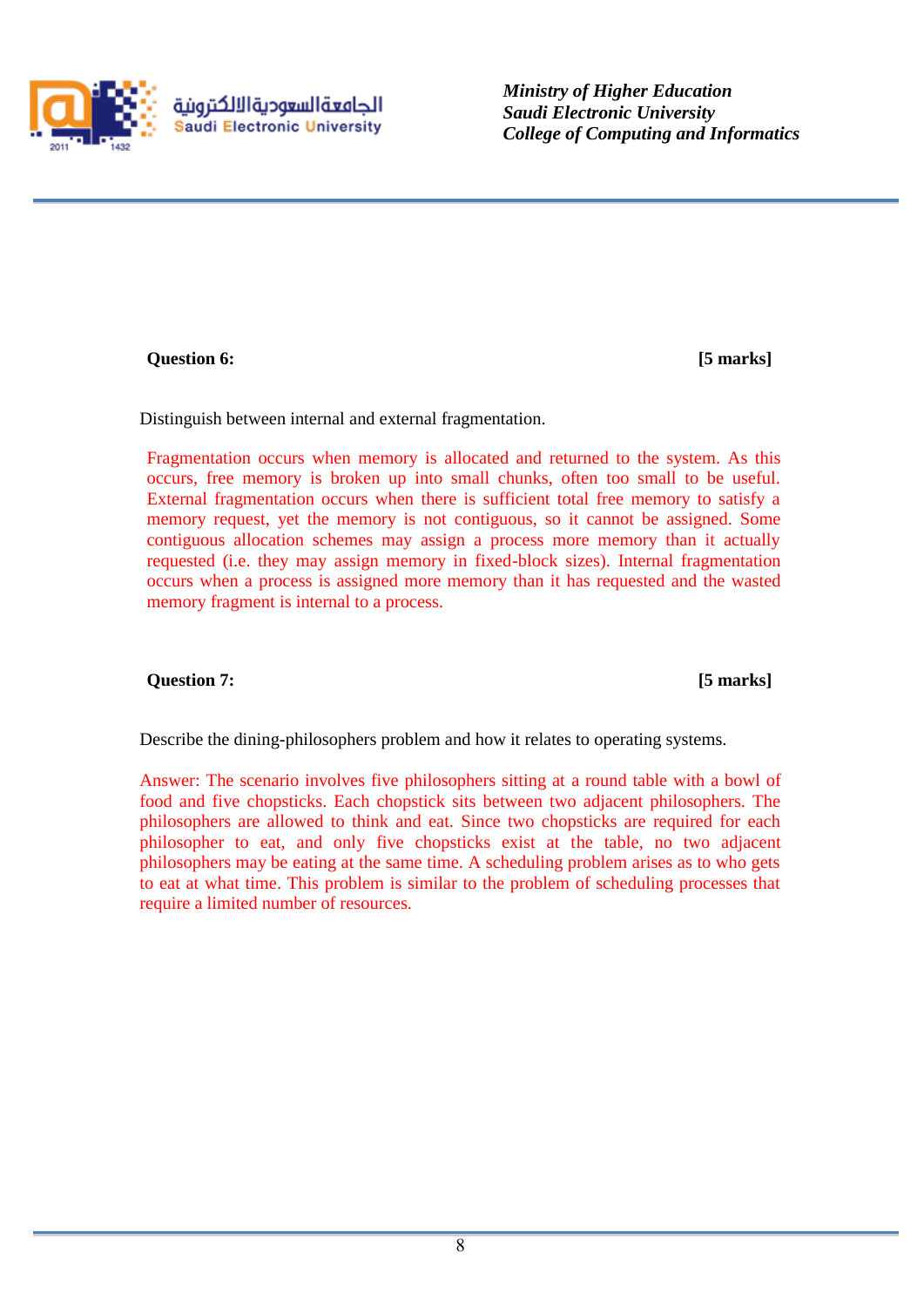**Question 6:** **[5 marks]**

Distinguish between internal and external fragmentation.

Fragmentation occurs when memory is allocated and returned to the system. As this occurs, free memory is broken up into small chunks, often too small to be useful. External fragmentation occurs when there is sufficient total free memory to satisfy a memory request, yet the memory is not contiguous, so it cannot be assigned. Some contiguous allocation schemes may assign a process more memory than it actually requested (i.e. they may assign memory in fixed-block sizes). Internal fragmentation occurs when a process is assigned more memory than it has requested and the wasted memory fragment is internal to a process.

**Question 7:** **[5 marks]**

Describe the dining-philosophers problem and how it relates to operating systems.

Answer: The scenario involves five philosophers sitting at a round table with a bowl of food and five chopsticks. Each chopstick sits between two adjacent philosophers. The philosophers are allowed to think and eat. Since two chopsticks are required for each philosopher to eat, and only five chopsticks exist at the table, no two adjacent philosophers may be eating at the same time. A scheduling problem arises as to who gets to eat at what time. This problem is similar to the problem of scheduling processes that require a limited number of resources.